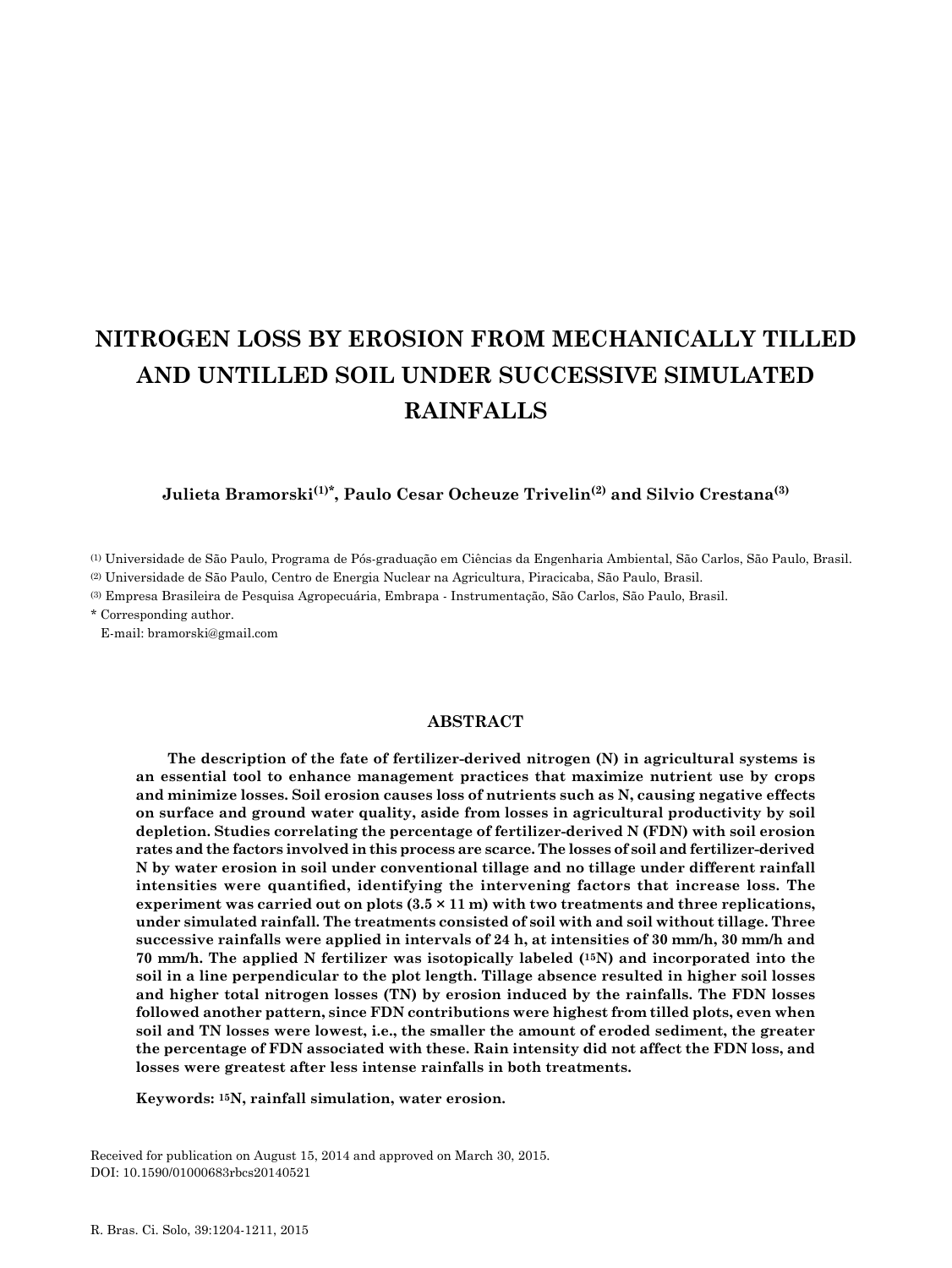# NITROGEN LOSS BY EROSION FROM MECHANICALLY TILLED AND UNTILLED SOIL UNDER SUCCESSIVE SIMULATED RAINFALLS

**Julieta Bramorski[(1)*], Paulo Cesar Ocheuze Trivelin[(2)] and Silvio Crestana[(3)]**

[(1)] Universidade de São Paulo, Programa de Pós-graduação em Ciências da Engenharia Ambiental, São Carlos, São Paulo, Brasil.

[(2)] Universidade de São Paulo, Centro de Energia Nuclear na Agricultura, Piracicaba, São Paulo, Brasil.

[(3)] Empresa Brasileira de Pesquisa Agropecuária, Embrapa - Instrumentação, São Carlos, São Paulo, Brasil.

\* Corresponding author.
E-mail: bramorski@gmail.com

## ABSTRACT

**The description of the fate of fertilizer-derived nitrogen (N) in agricultural systems is an essential tool to enhance management practices that maximize nutrient use by crops and minimize losses. Soil erosion causes loss of nutrients such as N, causing negative effects on surface and ground water quality, aside from losses in agricultural productivity by soil depletion. Studies correlating the percentage of fertilizer-derived N (FDN) with soil erosion rates and the factors involved in this process are scarce. The losses of soil and fertilizer-derived N by water erosion in soil under conventional tillage and no tillage under different rainfall intensities were quantified, identifying the intervening factors that increase loss. The experiment was carried out on plots (3.5 × 11 m) with two treatments and three replications, under simulated rainfall. The treatments consisted of soil with and soil without tillage. Three successive rainfalls were applied in intervals of 24 h, at intensities of 30 mm/h, 30 mm/h and 70 mm/h. The applied N fertilizer was isotopically labeled ($^{15}N$) and incorporated into the soil in a line perpendicular to the plot length. Tillage absence resulted in higher soil losses and higher total nitrogen losses (TN) by erosion induced by the rainfalls. The FDN losses followed another pattern, since FDN contributions were highest from tilled plots, even when soil and TN losses were lowest, i.e., the smaller the amount of eroded sediment, the greater the percentage of FDN associated with these. Rain intensity did not affect the FDN loss, and losses were greatest after less intense rainfalls in both treatments.**

**Keywords: $^{15}N$, rainfall simulation, water erosion.**

Received for publication on August 15, 2014 and approved on March 30, 2015.
DOI: 10.1590/01000683rbcs20140521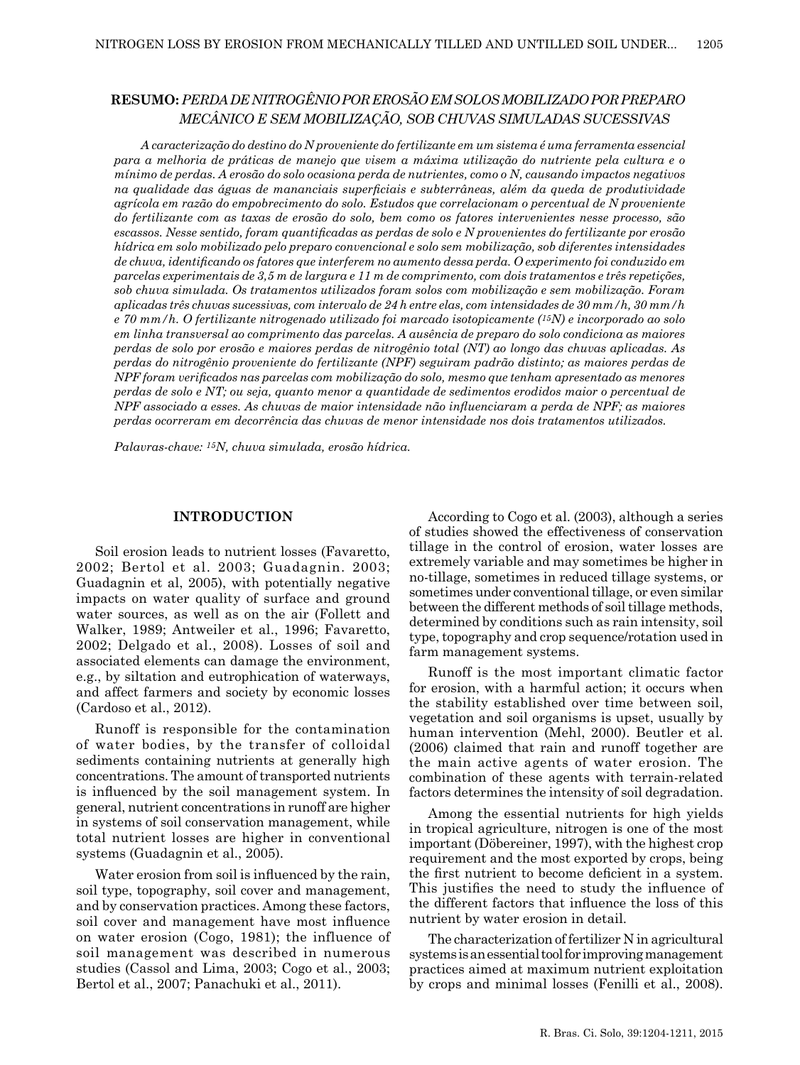## RESUMO: *PERDA DE NITROGÊNIO POR EROSÃO EM SOLOS MOBILIZADO POR PREPARO MECÂNICO E SEM MOBILIZAÇÃO, SOB CHUVAS SIMULADAS SUCESSIVAS*

*A caracterização do destino do N proveniente do fertilizante em um sistema é uma ferramenta essencial para a melhoria de práticas de manejo que visem a máxima utilização do nutriente pela cultura e o mínimo de perdas. A erosão do solo ocasiona perda de nutrientes, como o N, causando impactos negativos na qualidade das águas de mananciais superficiais e subterrâneas, além da queda de produtividade agrícola em razão do empobrecimento do solo. Estudos que correlacionam o percentual de N proveniente do fertilizante com as taxas de erosão do solo, bem como os fatores intervenientes nesse processo, são escassos. Nesse sentido, foram quantificadas as perdas de solo e N provenientes do fertilizante por erosão hídrica em solo mobilizado pelo preparo convencional e solo sem mobilização, sob diferentes intensidades de chuva, identificando os fatores que interferem no aumento dessa perda. O experimento foi conduzido em parcelas experimentais de 3,5 m de largura e 11 m de comprimento, com dois tratamentos e três repetições, sob chuva simulada. Os tratamentos utilizados foram solos com mobilização e sem mobilização. Foram aplicadas três chuvas sucessivas, com intervalo de 24 h entre elas, com intensidades de 30 mm/h, 30 mm/h e 70 mm/h. O fertilizante nitrogenado utilizado foi marcado isotopicamente ($^{15}N$) e incorporado ao solo em linha transversal ao comprimento das parcelas. A ausência de preparo do solo condiciona as maiores perdas de solo por erosão e maiores perdas de nitrogênio total (NT) ao longo das chuvas aplicadas. As perdas do nitrogênio proveniente do fertilizante (NPF) seguiram padrão distinto; as maiores perdas de NPF foram verificados nas parcelas com mobilização do solo, mesmo que tenham apresentado as menores perdas de solo e NT; ou seja, quanto menor a quantidade de sedimentos erodidos maior o percentual de NPF associado a esses. As chuvas de maior intensidade não influenciaram a perda de NPF; as maiores perdas ocorreram em decorrência das chuvas de menor intensidade nos dois tratamentos utilizados.*

*Palavras-chave: $^{15}N$, chuva simulada, erosão hídrica.*

## INTRODUCTION

Soil erosion leads to nutrient losses (Favaretto, 2002; Bertol et al. 2003; Guadagnin. 2003; Guadagnin et al, 2005), with potentially negative impacts on water quality of surface and ground water sources, as well as on the air (Follett and Walker, 1989; Antweiler et al., 1996; Favaretto, 2002; Delgado et al., 2008). Losses of soil and associated elements can damage the environment, e.g., by siltation and eutrophication of waterways, and affect farmers and society by economic losses (Cardoso et al., 2012).

Runoff is responsible for the contamination of water bodies, by the transfer of colloidal sediments containing nutrients at generally high concentrations. The amount of transported nutrients is influenced by the soil management system. In general, nutrient concentrations in runoff are higher in systems of soil conservation management, while total nutrient losses are higher in conventional systems (Guadagnin et al., 2005).

Water erosion from soil is influenced by the rain, soil type, topography, soil cover and management, and by conservation practices. Among these factors, soil cover and management have most influence on water erosion (Cogo, 1981); the influence of soil management was described in numerous studies (Cassol and Lima, 2003; Cogo et al., 2003; Bertol et al., 2007; Panachuki et al., 2011).

According to Cogo et al. (2003), although a series of studies showed the effectiveness of conservation tillage in the control of erosion, water losses are extremely variable and may sometimes be higher in no-tillage, sometimes in reduced tillage systems, or sometimes under conventional tillage, or even similar between the different methods of soil tillage methods, determined by conditions such as rain intensity, soil type, topography and crop sequence/rotation used in farm management systems.

Runoff is the most important climatic factor for erosion, with a harmful action; it occurs when the stability established over time between soil, vegetation and soil organisms is upset, usually by human intervention (Mehl, 2000). Beutler et al. (2006) claimed that rain and runoff together are the main active agents of water erosion. The combination of these agents with terrain-related factors determines the intensity of soil degradation.

Among the essential nutrients for high yields in tropical agriculture, nitrogen is one of the most important (Döbereiner, 1997), with the highest crop requirement and the most exported by crops, being the first nutrient to become deficient in a system. This justifies the need to study the influence of the different factors that influence the loss of this nutrient by water erosion in detail.

The characterization of fertilizer N in agricultural systems is an essential tool for improving management practices aimed at maximum nutrient exploitation by crops and minimal losses (Fenilli et al., 2008).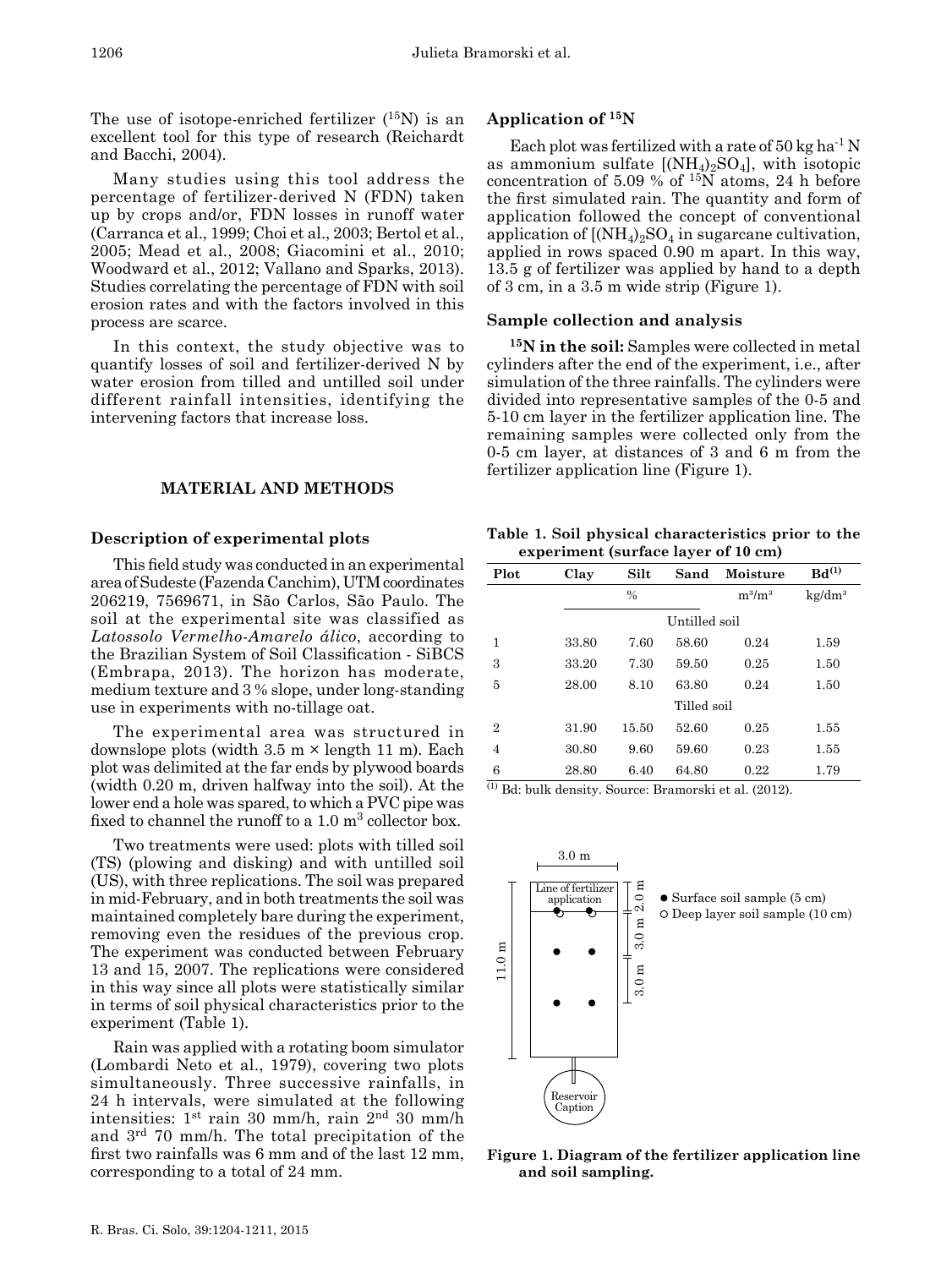The use of isotope-enriched fertilizer ($^{15}N$) is an excellent tool for this type of research (Reichardt and Bacchi, 2004).

Many studies using this tool address the percentage of fertilizer-derived N (FDN) taken up by crops and/or, FDN losses in runoff water (Carranca et al., 1999; Choi et al., 2003; Bertol et al., 2005; Mead et al., 2008; Giacomini et al., 2010; Woodward et al., 2012; Vallano and Sparks, 2013). Studies correlating the percentage of FDN with soil erosion rates and with the factors involved in this process are scarce.

In this context, the study objective was to quantify losses of soil and fertilizer-derived N by water erosion from tilled and untilled soil under different rainfall intensities, identifying the intervening factors that increase loss.

## MATERIAL AND METHODS

### Description of experimental plots

This field study was conducted in an experimental area of Sudeste (Fazenda Canchim), UTM coordinates 206219, 7569671, in São Carlos, São Paulo. The soil at the experimental site was classified as *Latossolo Vermelho-Amarelo álico*, according to the Brazilian System of Soil Classification - SiBCS (Embrapa, 2013). The horizon has moderate, medium texture and 3 % slope, under long-standing use in experiments with no-tillage oat.

The experimental area was structured in downslope plots (width 3.5 m × length 11 m). Each plot was delimited at the far ends by plywood boards (width 0.20 m, driven halfway into the soil). At the lower end a hole was spared, to which a PVC pipe was fixed to channel the runoff to a 1.0 $m^3$ collector box.

Two treatments were used: plots with tilled soil (TS) (plowing and disking) and with untilled soil (US), with three replications. The soil was prepared in mid-February, and in both treatments the soil was maintained completely bare during the experiment, removing even the residues of the previous crop. The experiment was conducted between February 13 and 15, 2007. The replications were considered in this way since all plots were statistically similar in terms of soil physical characteristics prior to the experiment (Table 1).

Rain was applied with a rotating boom simulator (Lombardi Neto et al., 1979), covering two plots simultaneously. Three successive rainfalls, in 24 h intervals, were simulated at the following intensities: 1st rain 30 mm/h, rain 2nd 30 mm/h and 3rd 70 mm/h. The total precipitation of the first two rainfalls was 6 mm and of the last 12 mm, corresponding to a total of 24 mm.

### Application of $^{15}N$

Each plot was fertilized with a rate of 50 kg $ha^{-1}$ N as ammonium sulfate [$(NH_4)_2SO_4$], with isotopic concentration of 5.09 % of $^{15}N$ atoms, 24 h before the first simulated rain. The quantity and form of application followed the concept of conventional application of [$(NH_4)_2SO_4$ in sugarcane cultivation, applied in rows spaced 0.90 m apart. In this way, 13.5 g of fertilizer was applied by hand to a depth of 3 cm, in a 3.5 m wide strip (Figure 1).

### Sample collection and analysis

**$^{15}N$ in the soil:** Samples were collected in metal cylinders after the end of the experiment, i.e., after simulation of the three rainfalls. The cylinders were divided into representative samples of the 0-5 and 5-10 cm layer in the fertilizer application line. The remaining samples were collected only from the 0-5 cm layer, at distances of 3 and 6 m from the fertilizer application line (Figure 1).

**Table 1. Soil physical characteristics prior to the experiment (surface layer of 10 cm)**

| Plot | Clay | Silt | Sand | Moisture | Bd[(1)] |
|---|---|---|---|---|---|
| | % | | | $m^3/m^3$ | $kg/dm^3$ |
| | | | Untilled soil | | |
| 1 | 33.80 | 7.60 | 58.60 | 0.24 | 1.59 |
| 3 | 33.20 | 7.30 | 59.50 | 0.25 | 1.50 |
| 5 | 28.00 | 8.10 | 63.80 | 0.24 | 1.50 |
| | | | Tilled soil | | |
| 2 | 31.90 | 15.50 | 52.60 | 0.25 | 1.55 |
| 4 | 30.80 | 9.60 | 59.60 | 0.23 | 1.55 |
| 6 | 28.80 | 6.40 | 64.80 | 0.22 | 1.79 |

(1) Bd: bulk density. Source: Bramorski et al. (2012).

**Figure 1. Diagram of the fertilizer application line and soil sampling.**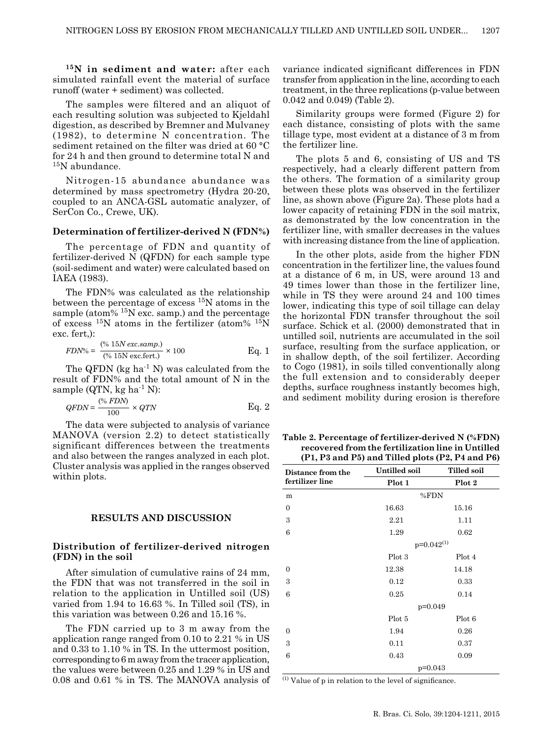**$^{15}N$ in sediment and water:** after each simulated rainfall event the material of surface runoff (water + sediment) was collected.

The samples were filtered and an aliquot of each resulting solution was subjected to Kjeldahl digestion, as described by Bremner and Mulvaney (1982), to determine N concentration. The sediment retained on the filter was dried at 60 °C for 24 h and then ground to determine total N and $^{15}N$ abundance.

Nitrogen-15 abundance abundance was determined by mass spectrometry (Hydra 20-20, coupled to an ANCA-GSL automatic analyzer, of SerCon Co., Crewe, UK).

### Determination of fertilizer-derived N (FDN%)

The percentage of FDN and quantity of fertilizer-derived N (QFDN) for each sample type (soil-sediment and water) were calculated based on IAEA (1983).

The FDN% was calculated as the relationship between the percentage of excess $^{15}N$ atoms in the sample (atom% $^{15}N$ exc. samp.) and the percentage of excess $^{15}N$ atoms in the fertilizer (atom% $^{15}N$ exc. fert,):

$$FDN\% = \frac{(\%\ 15N\ exc.samp.)}{(\%\ 15\text{N exc.fert.})} \times 100 \qquad \text{Eq. 1}$$

The QFDN (kg ha$^{-1}$ N) was calculated from the result of FDN% and the total amount of N in the sample (QTN, kg ha$^{-1}$ N):

$$QFDN = \frac{(\%\ FDN)}{100} \times QTN \qquad \text{Eq. 2}$$

The data were subjected to analysis of variance MANOVA (version 2.2) to detect statistically significant differences between the treatments and also between the ranges analyzed in each plot. Cluster analysis was applied in the ranges observed within plots.

## RESULTS AND DISCUSSION

### Distribution of fertilizer-derived nitrogen (FDN) in the soil

After simulation of cumulative rains of 24 mm, the FDN that was not transferred in the soil in relation to the application in Untilled soil (US) varied from 1.94 to 16.63 %. In Tilled soil (TS), in this variation was between 0.26 and 15.16 %.

The FDN carried up to 3 m away from the application range ranged from 0.10 to 2.21 % in US and 0.33 to 1.10 % in TS. In the uttermost position, corresponding to 6 m away from the tracer application, the values were between 0.25 and 1.29 % in US and 0.08 and 0.61 % in TS. The MANOVA analysis of variance indicated significant differences in FDN transfer from application in the line, according to each treatment, in the three replications (p-value between 0.042 and 0.049) (Table 2).

Similarity groups were formed (Figure 2) for each distance, consisting of plots with the same tillage type, most evident at a distance of 3 m from the fertilizer line.

The plots 5 and 6, consisting of US and TS respectively, had a clearly different pattern from the others. The formation of a similarity group between these plots was observed in the fertilizer line, as shown above (Figure 2a). These plots had a lower capacity of retaining FDN in the soil matrix, as demonstrated by the low concentration in the fertilizer line, with smaller decreases in the values with increasing distance from the line of application.

In the other plots, aside from the higher FDN concentration in the fertilizer line, the values found at a distance of 6 m, in US, were around 13 and 49 times lower than those in the fertilizer line, while in TS they were around 24 and 100 times lower, indicating this type of soil tillage can delay the horizontal FDN transfer throughout the soil surface. Schick et al. (2000) demonstrated that in untilled soil, nutrients are accumulated in the soil surface, resulting from the surface application, or in shallow depth, of the soil fertilizer. According to Cogo (1981), in soils tilled conventionally along the full extension and to considerably deeper depths, surface roughness instantly becomes high, and sediment mobility during erosion is therefore

**Table 2. Percentage of fertilizer-derived N (%FDN) recovered from the fertilization line in Untilled (P1, P3 and P5) and Tilled plots (P2, P4 and P6)**

| Distance from the fertilizer line | Untilled soil | Tilled soil |
|---|---|---|
| | Plot 1 | Plot 2 |
| m | %FDN | |
| 0 | 16.63 | 15.16 |
| 3 | 2.21 | 1.11 |
| 6 | 1.29 | 0.62 |
| | p=0.042(1) | |
| | Plot 3 | Plot 4 |
| 0 | 12.38 | 14.18 |
| 3 | 0.12 | 0.33 |
| 6 | 0.25 | 0.14 |
| | p=0.049 | |
| | Plot 5 | Plot 6 |
| 0 | 1.94 | 0.26 |
| 3 | 0.11 | 0.37 |
| 6 | 0.43 | 0.09 |
| | p=0.043 | |

(1) Value of p in relation to the level of significance.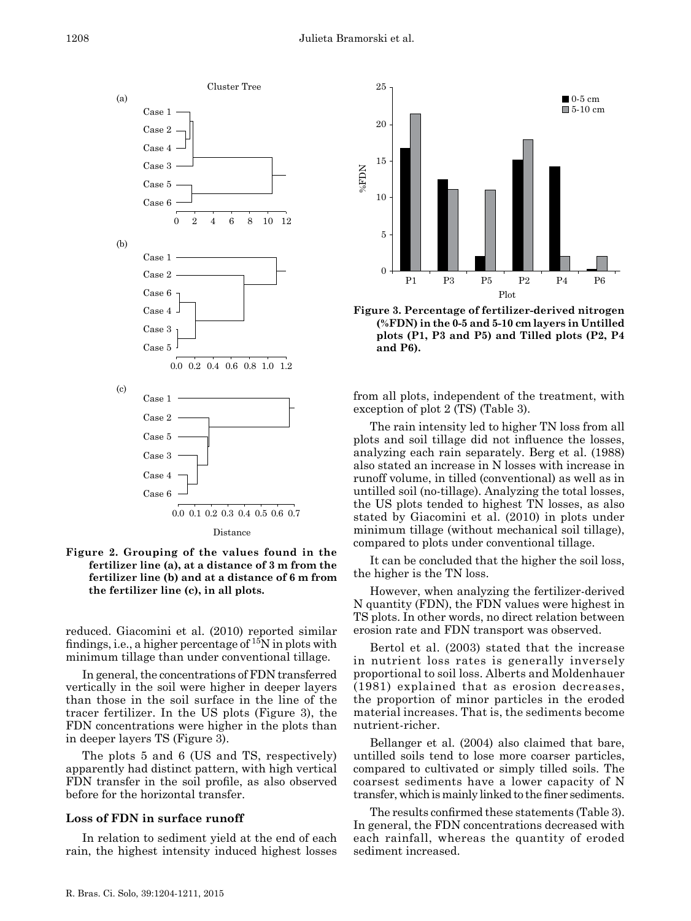**Figure 2. Grouping of the values found in the fertilizer line (a), at a distance of 3 m from the fertilizer line (b) and at a distance of 6 m from the fertilizer line (c), in all plots.**

reduced. Giacomini et al. (2010) reported similar findings, i.e., a higher percentage of $^{15}N$ in plots with minimum tillage than under conventional tillage.

In general, the concentrations of FDN transferred vertically in the soil were higher in deeper layers than those in the soil surface in the line of the tracer fertilizer. In the US plots (Figure 3), the FDN concentrations were higher in the plots than in deeper layers TS (Figure 3).

The plots 5 and 6 (US and TS, respectively) apparently had distinct pattern, with high vertical FDN transfer in the soil profile, as also observed before for the horizontal transfer.

### Loss of FDN in surface runoff

In relation to sediment yield at the end of each rain, the highest intensity induced highest losses from all plots, independent of the treatment, with exception of plot 2 (TS) (Table 3).

**Figure 3. Percentage of fertilizer-derived nitrogen (%FDN) in the 0-5 and 5-10 cm layers in Untilled plots (P1, P3 and P5) and Tilled plots (P2, P4 and P6).**

The rain intensity led to higher TN loss from all plots and soil tillage did not influence the losses, analyzing each rain separately. Berg et al. (1988) also stated an increase in N losses with increase in runoff volume, in tilled (conventional) as well as in untilled soil (no-tillage). Analyzing the total losses, the US plots tended to highest TN losses, as also stated by Giacomini et al. (2010) in plots under minimum tillage (without mechanical soil tillage), compared to plots under conventional tillage.

It can be concluded that the higher the soil loss, the higher is the TN loss.

However, when analyzing the fertilizer-derived N quantity (FDN), the FDN values were highest in TS plots. In other words, no direct relation between erosion rate and FDN transport was observed.

Bertol et al. (2003) stated that the increase in nutrient loss rates is generally inversely proportional to soil loss. Alberts and Moldenhauer (1981) explained that as erosion decreases, the proportion of minor particles in the eroded material increases. That is, the sediments become nutrient-richer.

Bellanger et al. (2004) also claimed that bare, untilled soils tend to lose more coarser particles, compared to cultivated or simply tilled soils. The coarsest sediments have a lower capacity of N transfer, which is mainly linked to the finer sediments.

The results confirmed these statements (Table 3). In general, the FDN concentrations decreased with each rainfall, whereas the quantity of eroded sediment increased.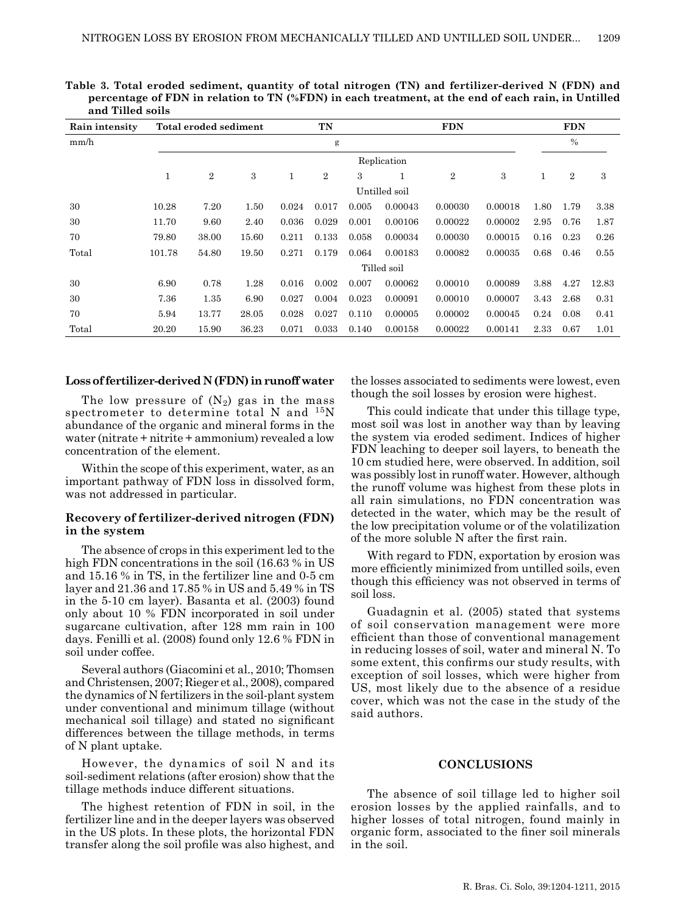**Table 3. Total eroded sediment, quantity of total nitrogen (TN) and fertilizer-derived N (FDN) and percentage of FDN in relation to TN (%FDN) in each treatment, at the end of each rain, in Untilled and Tilled soils**

| Rain intensity | Total eroded sediment | | | TN | | | FDN | | | FDN | | |
|---|---|---|---|---|---|---|---|---|---|---|---|---|
| mm/h | g | | | | | | | | | % | | |
| | Replication | | | | | | | | | | | |
| | 1 | 2 | 3 | 1 | 2 | 3 | 1 | 2 | 3 | 1 | 2 | 3 |
| | Untilled soil | | | | | | | | | | | |
| 30 | 10.28 | 7.20 | 1.50 | 0.024 | 0.017 | 0.005 | 0.00043 | 0.00030 | 0.00018 | 1.80 | 1.79 | 3.38 |
| 30 | 11.70 | 9.60 | 2.40 | 0.036 | 0.029 | 0.001 | 0.00106 | 0.00022 | 0.00002 | 2.95 | 0.76 | 1.87 |
| 70 | 79.80 | 38.00 | 15.60 | 0.211 | 0.133 | 0.058 | 0.00034 | 0.00030 | 0.00015 | 0.16 | 0.23 | 0.26 |
| Total | 101.78 | 54.80 | 19.50 | 0.271 | 0.179 | 0.064 | 0.00183 | 0.00082 | 0.00035 | 0.68 | 0.46 | 0.55 |
| | Tilled soil | | | | | | | | | | | |
| 30 | 6.90 | 0.78 | 1.28 | 0.016 | 0.002 | 0.007 | 0.00062 | 0.00010 | 0.00089 | 3.88 | 4.27 | 12.83 |
| 30 | 7.36 | 1.35 | 6.90 | 0.027 | 0.004 | 0.023 | 0.00091 | 0.00010 | 0.00007 | 3.43 | 2.68 | 0.31 |
| 70 | 5.94 | 13.77 | 28.05 | 0.028 | 0.027 | 0.110 | 0.00005 | 0.00002 | 0.00045 | 0.24 | 0.08 | 0.41 |
| Total | 20.20 | 15.90 | 36.23 | 0.071 | 0.033 | 0.140 | 0.00158 | 0.00022 | 0.00141 | 2.33 | 0.67 | 1.01 |

### Loss of fertilizer-derived N (FDN) in runoff water

The low pressure of ($N_2$) gas in the mass spectrometer to determine total N and $^{15}N$ abundance of the organic and mineral forms in the water (nitrate + nitrite + ammonium) revealed a low concentration of the element.

Within the scope of this experiment, water, as an important pathway of FDN loss in dissolved form, was not addressed in particular.

### Recovery of fertilizer-derived nitrogen (FDN) in the system

The absence of crops in this experiment led to the high FDN concentrations in the soil (16.63 % in US and 15.16 % in TS, in the fertilizer line and 0-5 cm layer and 21.36 and 17.85 % in US and 5.49 % in TS in the 5-10 cm layer). Basanta et al. (2003) found only about 10 % FDN incorporated in soil under sugarcane cultivation, after 128 mm rain in 100 days. Fenilli et al. (2008) found only 12.6 % FDN in soil under coffee.

Several authors (Giacomini et al., 2010; Thomsen and Christensen, 2007; Rieger et al., 2008), compared the dynamics of N fertilizers in the soil-plant system under conventional and minimum tillage (without mechanical soil tillage) and stated no significant differences between the tillage methods, in terms of N plant uptake.

However, the dynamics of soil N and its soil-sediment relations (after erosion) show that the tillage methods induce different situations.

The highest retention of FDN in soil, in the fertilizer line and in the deeper layers was observed in the US plots. In these plots, the horizontal FDN transfer along the soil profile was also highest, and the losses associated to sediments were lowest, even though the soil losses by erosion were highest.

This could indicate that under this tillage type, most soil was lost in another way than by leaving the system via eroded sediment. Indices of higher FDN leaching to deeper soil layers, to beneath the 10 cm studied here, were observed. In addition, soil was possibly lost in runoff water. However, although the runoff volume was highest from these plots in all rain simulations, no FDN concentration was detected in the water, which may be the result of the low precipitation volume or of the volatilization of the more soluble N after the first rain.

With regard to FDN, exportation by erosion was more efficiently minimized from untilled soils, even though this efficiency was not observed in terms of soil loss.

Guadagnin et al. (2005) stated that systems of soil conservation management were more efficient than those of conventional management in reducing losses of soil, water and mineral N. To some extent, this confirms our study results, with exception of soil losses, which were higher from US, most likely due to the absence of a residue cover, which was not the case in the study of the said authors.

## CONCLUSIONS

The absence of soil tillage led to higher soil erosion losses by the applied rainfalls, and to higher losses of total nitrogen, found mainly in organic form, associated to the finer soil minerals in the soil.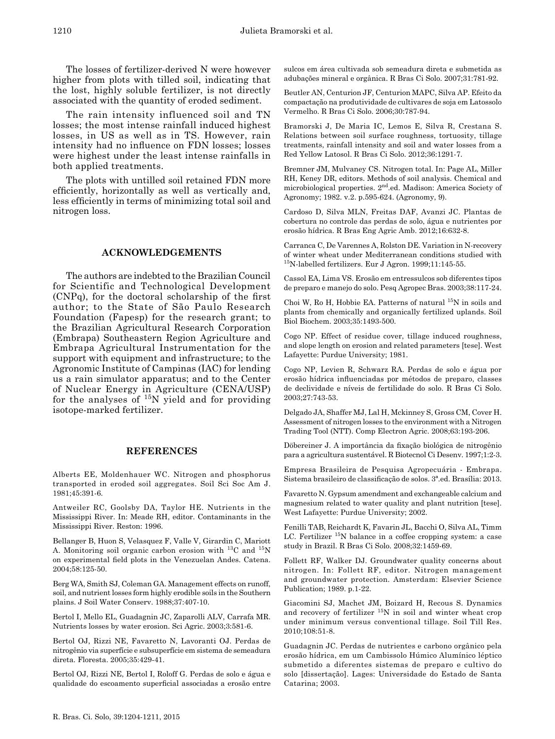The losses of fertilizer-derived N were however higher from plots with tilled soil, indicating that the lost, highly soluble fertilizer, is not directly associated with the quantity of eroded sediment.

The rain intensity influenced soil and TN losses; the most intense rainfall induced highest losses, in US as well as in TS. However, rain intensity had no influence on FDN losses; losses were highest under the least intense rainfalls in both applied treatments.

The plots with untilled soil retained FDN more efficiently, horizontally as well as vertically and, less efficiently in terms of minimizing total soil and nitrogen loss.

## ACKNOWLEDGEMENTS

The authors are indebted to the Brazilian Council for Scientific and Technological Development (CNPq), for the doctoral scholarship of the first author; to the State of São Paulo Research Foundation (Fapesp) for the research grant; to the Brazilian Agricultural Research Corporation (Embrapa) Southeastern Region Agriculture and Embrapa Agricultural Instrumentation for the support with equipment and infrastructure; to the Agronomic Institute of Campinas (IAC) for lending us a rain simulator apparatus; and to the Center of Nuclear Energy in Agriculture (CENA/USP) for the analyses of $^{15}$N yield and for providing isotope-marked fertilizer.

## REFERENCES

Alberts EE, Moldenhauer WC. Nitrogen and phosphorus transported in eroded soil aggregates. Soil Sci Soc Am J. 1981;45:391-6.

Antweiler RC, Goolsby DA, Taylor HE. Nutrients in the Mississippi River. In: Meade RH, editor. Contaminants in the Mississippi River. Reston: 1996.

Bellanger B, Huon S, Velasquez F, Valle V, Girardin C, Mariott A. Monitoring soil organic carbon erosion with $^{13}$C and $^{15}$N on experimental field plots in the Venezuelan Andes. Catena. 2004;58:125-50.

Berg WA, Smith SJ, Coleman GA. Management effects on runoff, soil, and nutrient losses form highly erodible soils in the Southern plains. J Soil Water Conserv. 1988;37:407-10.

Bertol I, Mello EL, Guadagnin JC, Zaparolli ALV, Carrafa MR. Nutrients losses by water erosion. Sci Agric. 2003;3:581-6.

Bertol OJ, Rizzi NE, Favaretto N, Lavoranti OJ. Perdas de nitrogênio via superfície e subsuperfície em sistema de semeadura direta. Floresta. 2005;35:429-41.

Bertol OJ, Rizzi NE, Bertol I, Roloff G. Perdas de solo e água e qualidade do escoamento superficial associadas a erosão entre sulcos em área cultivada sob semeadura direta e submetida as adubações mineral e orgânica. R Bras Ci Solo. 2007;31:781-92.

Beutler AN, Centurion JF, Centurion MAPC, Silva AP. Efeito da compactação na produtividade de cultivares de soja em Latossolo Vermelho. R Bras Ci Solo. 2006;30:787-94.

Bramorski J, De Maria IC, Lemos E, Silva R, Crestana S. Relations between soil surface roughness, tortuosity, tillage treatments, rainfall intensity and soil and water losses from a Red Yellow Latosol. R Bras Ci Solo. 2012;36:1291-7.

Bremner JM, Mulvaney CS. Nitrogen total. In: Page AL, Miller RH, Keney DR, editors. Methods of soil analysis. Chemical and microbiological properties. 2$^{nd}$.ed. Madison: America Society of Agronomy; 1982. v.2. p.595-624. (Agronomy, 9).

Cardoso D, Silva MLN, Freitas DAF, Avanzi JC. Plantas de cobertura no controle das perdas de solo, água e nutrientes por erosão hídrica. R Bras Eng Agric Amb. 2012;16:632-8.

Carranca C, De Varennes A, Rolston DE. Variation in N-recovery of winter wheat under Mediterranean conditions studied with $^{15}$N-labelled fertilizers. Eur J Agron. 1999;11:145-55.

Cassol EA, Lima VS. Erosão em entressulcos sob diferentes tipos de preparo e manejo do solo. Pesq Agropec Bras. 2003;38:117-24.

Choi W, Ro H, Hobbie EA. Patterns of natural $^{15}$N in soils and plants from chemically and organically fertilized uplands. Soil Biol Biochem. 2003;35:1493-500.

Cogo NP. Effect of residue cover, tillage induced roughness, and slope length on erosion and related parameters [tese]. West Lafayette: Purdue University; 1981.

Cogo NP, Levien R, Schwarz RA. Perdas de solo e água por erosão hídrica influenciadas por métodos de preparo, classes de declividade e níveis de fertilidade do solo. R Bras Ci Solo. 2003;27:743-53.

Delgado JA, Shaffer MJ, Lal H, Mckinney S, Gross CM, Cover H. Assessment of nitrogen losses to the environment with a Nitrogen Trading Tool (NTT). Comp Electron Agric. 2008;63:193-206.

Döbereiner J. A importância da fixação biológica de nitrogênio para a agricultura sustentável. R Biotecnol Ci Desenv. 1997;1:2-3.

Empresa Brasileira de Pesquisa Agropecuária - Embrapa. Sistema brasileiro de classificação de solos. 3ª.ed. Brasília: 2013.

Favaretto N. Gypsum amendment and exchangeable calcium and magnesium related to water quality and plant nutrition [tese]. West Lafayette: Purdue University; 2002.

Fenilli TAB, Reichardt K, Favarin JL, Bacchi O, Silva AL, Timm LC. Fertilizer $^{15}$N balance in a coffee cropping system: a case study in Brazil. R Bras Ci Solo. 2008;32:1459-69.

Follett RF, Walker DJ. Groundwater quality concerns about nitrogen. In: Follett RF, editor. Nitrogen management and groundwater protection. Amsterdam: Elsevier Science Publication; 1989. p.1-22.

Giacomini SJ, Machet JM, Boizard H, Recous S. Dynamics and recovery of fertilizer $^{15}$N in soil and winter wheat crop under minimum versus conventional tillage. Soil Till Res. 2010;108:51-8.

Guadagnin JC. Perdas de nutrientes e carbono orgânico pela erosão hídrica, em um Cambissolo Húmico Alumínico léptico submetido a diferentes sistemas de preparo e cultivo do solo [dissertação]. Lages: Universidade do Estado de Santa Catarina; 2003.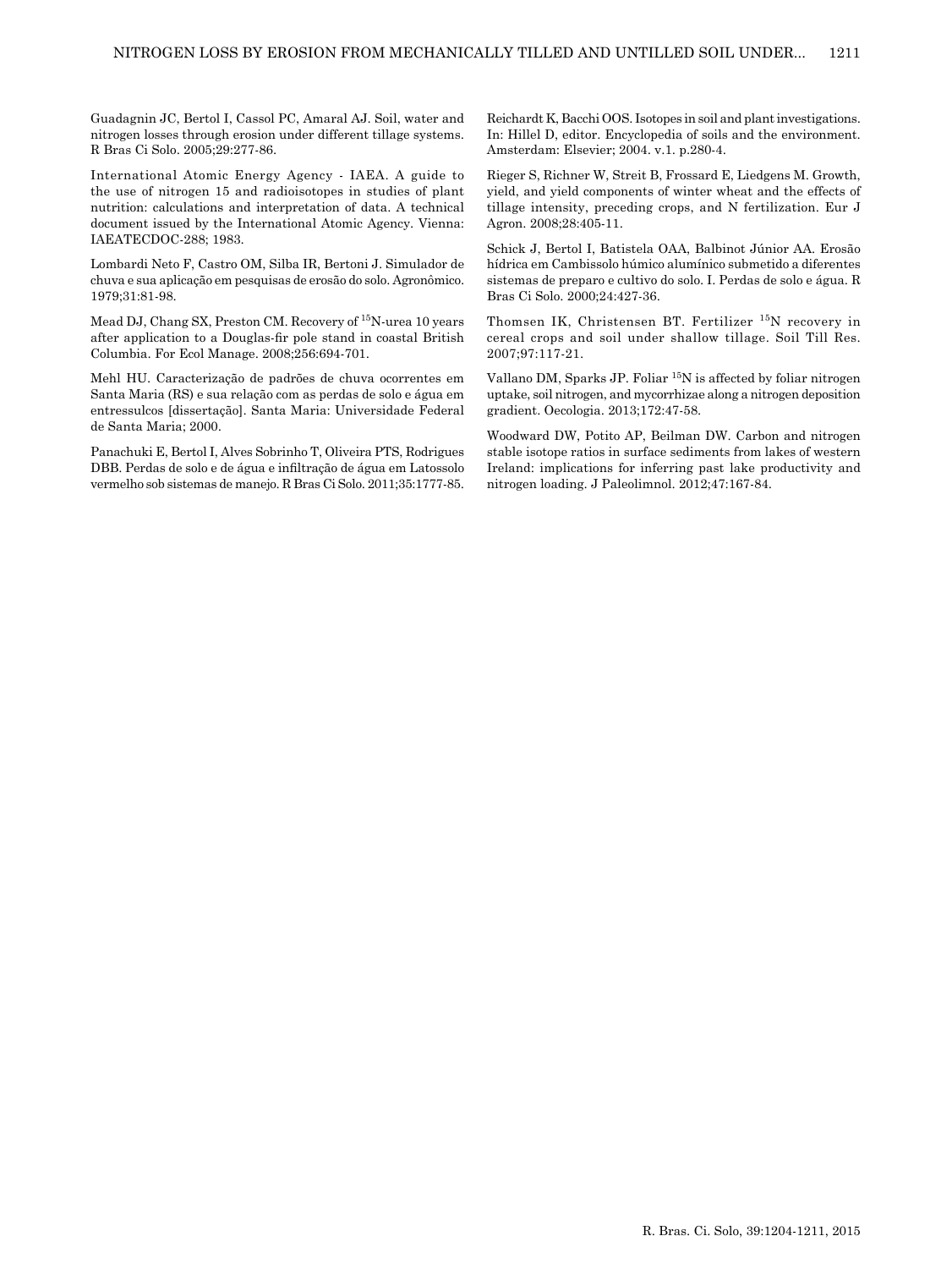Guadagnin JC, Bertol I, Cassol PC, Amaral AJ. Soil, water and nitrogen losses through erosion under different tillage systems. R Bras Ci Solo. 2005;29:277-86.

International Atomic Energy Agency - IAEA. A guide to the use of nitrogen 15 and radioisotopes in studies of plant nutrition: calculations and interpretation of data. A technical document issued by the International Atomic Agency. Vienna: IAEATECDOC-288; 1983.

Lombardi Neto F, Castro OM, Silba IR, Bertoni J. Simulador de chuva e sua aplicação em pesquisas de erosão do solo. Agronômico. 1979;31:81-98.

Mead DJ, Chang SX, Preston CM. Recovery of $^{15}$N-urea 10 years after application to a Douglas-fir pole stand in coastal British Columbia. For Ecol Manage. 2008;256:694-701.

Mehl HU. Caracterização de padrões de chuva ocorrentes em Santa Maria (RS) e sua relação com as perdas de solo e água em entressulcos [dissertação]. Santa Maria: Universidade Federal de Santa Maria; 2000.

Panachuki E, Bertol I, Alves Sobrinho T, Oliveira PTS, Rodrigues DBB. Perdas de solo e de água e infiltração de água em Latossolo vermelho sob sistemas de manejo. R Bras Ci Solo. 2011;35:1777-85.

Reichardt K, Bacchi OOS. Isotopes in soil and plant investigations. In: Hillel D, editor. Encyclopedia of soils and the environment. Amsterdam: Elsevier; 2004. v.1. p.280-4.

Rieger S, Richner W, Streit B, Frossard E, Liedgens M. Growth, yield, and yield components of winter wheat and the effects of tillage intensity, preceding crops, and N fertilization. Eur J Agron. 2008;28:405-11.

Schick J, Bertol I, Batistela OAA, Balbinot Júnior AA. Erosão hídrica em Cambissolo húmico alumínico submetido a diferentes sistemas de preparo e cultivo do solo. I. Perdas de solo e água. R Bras Ci Solo. 2000;24:427-36.

Thomsen IK, Christensen BT. Fertilizer $^{15}$N recovery in cereal crops and soil under shallow tillage. Soil Till Res. 2007;97:117-21.

Vallano DM, Sparks JP. Foliar $^{15}$N is affected by foliar nitrogen uptake, soil nitrogen, and mycorrhizae along a nitrogen deposition gradient. Oecologia. 2013;172:47-58.

Woodward DW, Potito AP, Beilman DW. Carbon and nitrogen stable isotope ratios in surface sediments from lakes of western Ireland: implications for inferring past lake productivity and nitrogen loading. J Paleolimnol. 2012;47:167-84.